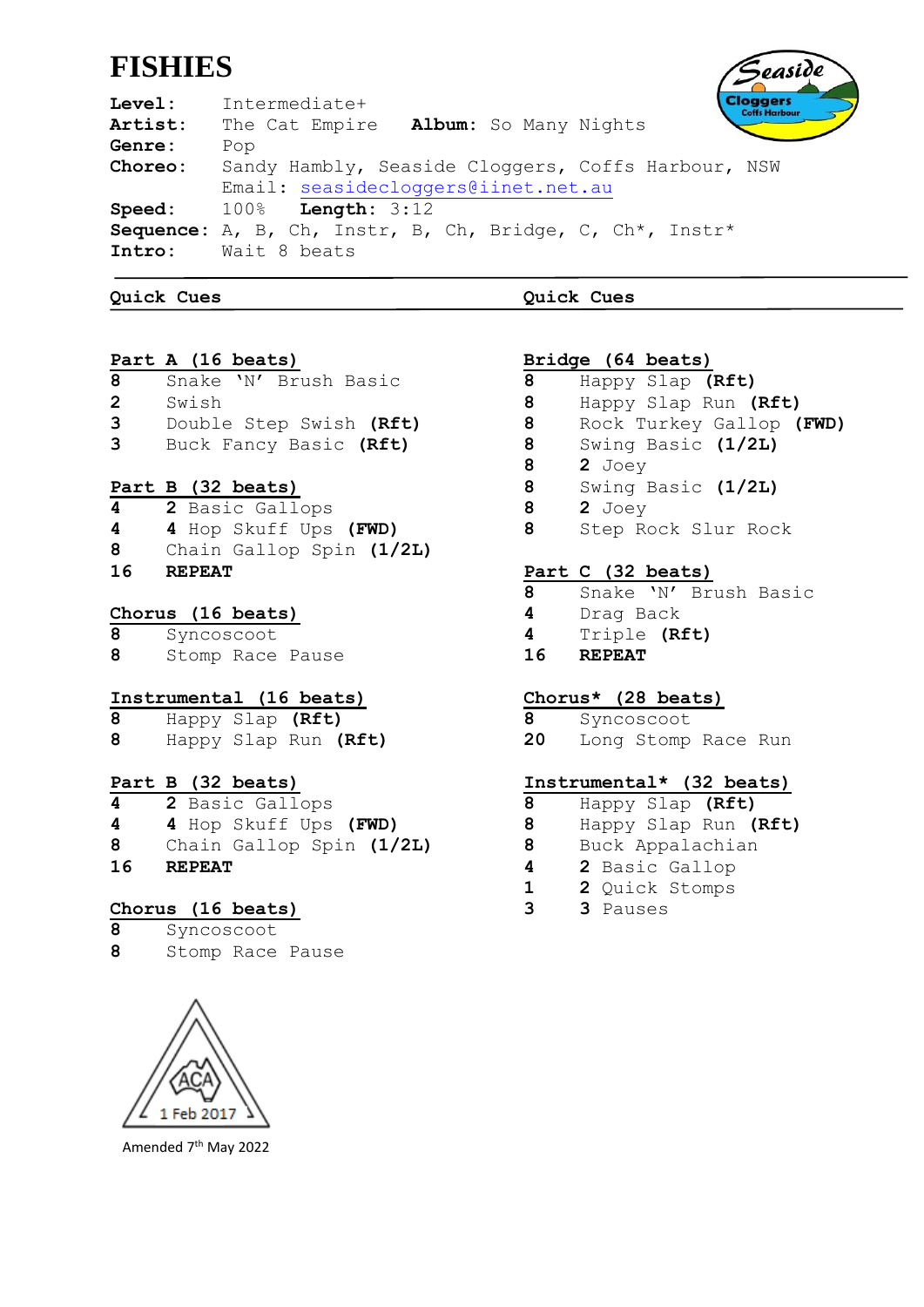# FISHIES

**Level:** Intermediate+
**Artist:** The Cat Empire **Album:** So Many Nights
**Genre:** Pop
**Choreo:** Sandy Hambly, Seaside Cloggers, Coffs Harbour, NSW
Email: seasidecloggers@iinet.net.au
**Speed:** 100% **Length:** 3:12
**Sequence:** A, B, Ch, Instr, B, Ch, Bridge, C, Ch*, Instr*
**Intro:** Wait 8 beats

## Quick Cues

**Part A (16 beats)**

| | |
|---|---|
| 8 | Snake 'N' Brush Basic |
| 2 | Swish |
| 3 | Double Step Swish **(Rft)** |
| 3 | Buck Fancy Basic **(Rft)** |

**Part B (32 beats)**

| | |
|---|---|
| 4 | **2** Basic Gallops |
| 4 | **4** Hop Skuff Ups **(FWD)** |
| 8 | Chain Gallop Spin **(1/2L)** |
| **16** | **REPEAT** |

**Chorus (16 beats)**

| | |
|---|---|
| 8 | Syncoscoot |
| 8 | Stomp Race Pause |

**Instrumental (16 beats)**

| | |
|---|---|
| 8 | Happy Slap **(Rft)** |
| 8 | Happy Slap Run **(Rft)** |

**Part B (32 beats)**

| | |
|---|---|
| 4 | **2** Basic Gallops |
| 4 | **4** Hop Skuff Ups **(FWD)** |
| 8 | Chain Gallop Spin **(1/2L)** |
| **16** | **REPEAT** |

**Chorus (16 beats)**

| | |
|---|---|
| 8 | Syncoscoot |
| 8 | Stomp Race Pause |

## Quick Cues

**Bridge (64 beats)**

| | |
|---|---|
| 8 | Happy Slap **(Rft)** |
| 8 | Happy Slap Run **(Rft)** |
| 8 | Rock Turkey Gallop **(FWD)** |
| 8 | Swing Basic **(1/2L)** |
| 8 | **2** Joey |
| 8 | Swing Basic **(1/2L)** |
| 8 | **2** Joey |
| 8 | Step Rock Slur Rock |

**Part C (32 beats)**

| | |
|---|---|
| 8 | Snake 'N' Brush Basic |
| 4 | Drag Back |
| 4 | Triple **(Rft)** |
| **16** | **REPEAT** |

**Chorus* (28 beats)**

| | |
|---|---|
| 8 | Syncoscoot |
| 20 | Long Stomp Race Run |

**Instrumental* (32 beats)**

| | |
|---|---|
| 8 | Happy Slap **(Rft)** |
| 8 | Happy Slap Run **(Rft)** |
| 8 | Buck Appalachian |
| 4 | **2** Basic Gallop |
| 1 | **2** Quick Stomps |
| 3 | **3** Pauses |

ACA 1 Feb 2017

Amended 7th May 2022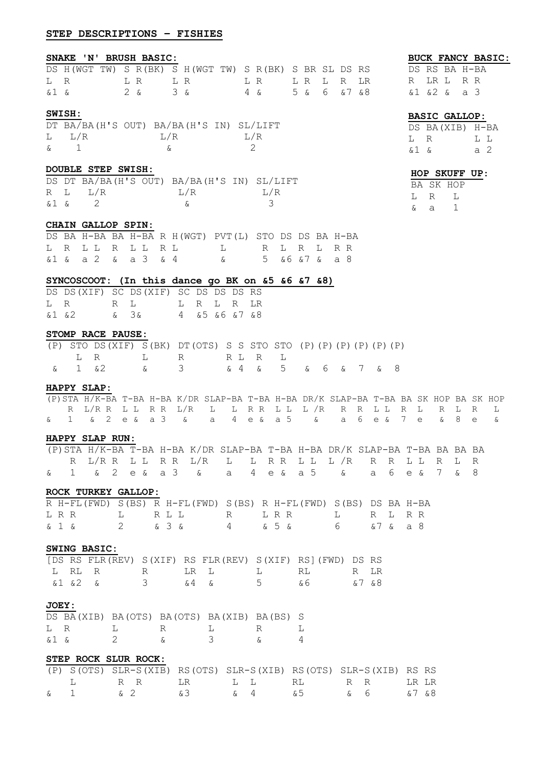## STEP DESCRIPTIONS – FISHIES

**SNAKE 'N' BRUSH BASIC:**

```
DS H(WGT TW) S R(BK) S H(WGT TW) S R(BK) S BR SL DS RS
L  R         L R     L R         L R     L R  L  R  LR
&1 &         2 &     3 &         4 &     5 &  6  &7 &8
```

**BUCK FANCY BASIC:**

```
DS RS BA H-BA
R  LR L  R R
&1 &2 &  a 3
```

**SWISH:**

```
DT BA/BA(H'S OUT) BA/BA(H'S IN) SL/LIFT
L  L/R            L/R           L/R
&  1              &             2
```

**BASIC GALLOP:**

```
DS BA(XIB) H-BA
L  R       L L
&1 &       a 2
```

**DOUBLE STEP SWISH:**

```
DS DT BA/BA(H'S OUT) BA/BA(H'S IN) SL/LIFT
R  L  L/R            L/R           L/R
&1 &  2              &             3
```

**HOP SKUFF UP:**

```
BA SK HOP
L  R  L
&  a  1
```

**CHAIN GALLOP SPIN:**

```
DS BA H-BA BA H-BA R H(WGT) PVT(L) STO DS DS BA H-BA
L  R  L L  R  L L  R L      L      R   L  R  L  R R
&1 &  a 2  &  a 3  & 4      &      5   &6 &7 &  a 8
```

**SYNCOSCOOT: (In this dance go BK on &5 &6 &7 &8)**

```
DS DS(XIF) SC DS(XIF) SC DS DS DS RS
L  R          R  L       L  R  L  R  LR
&1 &2         &  3&      4  &5 &6 &7 &8
```

**STOMP RACE PAUSE:**

```
(P) STO DS(XIF) S(BK) DT(OTS) S S STO STO (P)(P)(P)(P)(P)(P)
    L   R       L     R       R L R   L
&   1   &2      &     3       & 4 &   5   & 6 & 7 & 8
```

**HAPPY SLAP:**

```
(P)STA H/K-BA T-BA H-BA K/DR SLAP-BA T-BA H-BA DR/K SLAP-BA T-BA BA SK HOP BA SK HOP
   R   L/R R  L L  R R  L/R  L       L R  R L  L /R  R       R L  L  R  L   R  L  R  L
&  1   &   2  e &  a 3  &    a       4 e  & a  5     &       a 6  e  &  7   e  &  8  e  &
```

**HAPPY SLAP RUN:**

```
(P)STA H/K-BA T-BA H-BA K/DR SLAP-BA T-BA H-BA DR/K SLAP-BA T-BA BA BA BA
   R   L/R R  L L  R R  L/R  L       L R  R L  L /R  R       R L  L  R  L  R
&  1   &   2  e &  a 3  &    a       4 e  & a  5     &       a 6  e  &  7  &  8
```

**ROCK TURKEY GALLOP:**

```
R H-FL(FWD) S(BS) R H-FL(FWD) S(BS) R H-FL(FWD) S(BS) DS BA H-BA
L R R       L     R L L       R     L R R       L     R  L  R R
& 1 &       2     & 3 &       4     & 5 &       6     &7 &  a 8
```

**SWING BASIC:**

```
[DS RS FLR(REV) S(XIF) RS FLR(REV) S(XIF) RS](FWD) DS RS
 L  RL R        R      LR L        L      RL       R  LR
 &1 &2 &        3      &4 &        5      &6       &7 &8
```

**JOEY:**

```
DS BA(XIB) BA(OTS) BA(OTS) BA(XIB) BA(BS) S
L  R       L       R       L       R      L
&1 &       2       &       3       &      4
```

**STEP ROCK SLUR ROCK:**

```
(P) S(OTS) SLR-S(XIB) RS(OTS) SLR-S(XIB) RS(OTS) SLR-S(XIB) RS RS
    L      R R        LR      L L        RL      R R        LR LR
&   1      & 2        &3      & 4        &5      & 6        &7 &8
```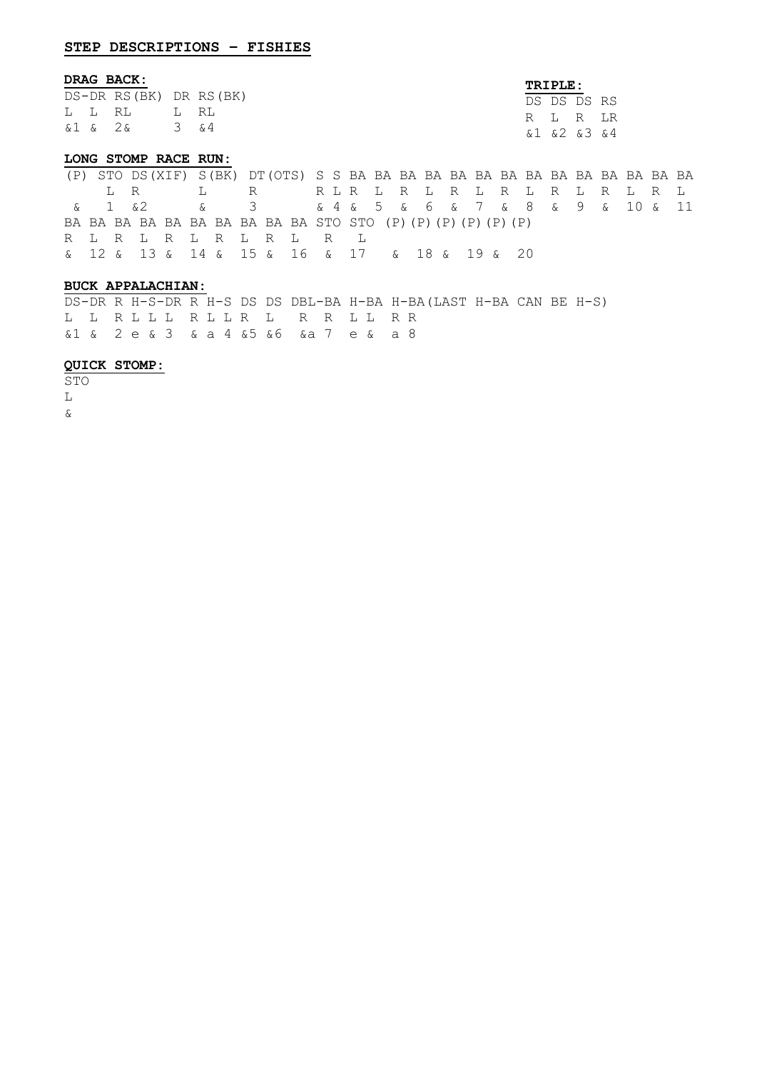## STEP DESCRIPTIONS – FISHIES

### DRAG BACK:

```
DS-DR RS(BK) DR RS(BK)
L  L  RL     L  RL
&1 &  2&     3  &4
```

### TRIPLE:

```
DS DS DS RS
R  L  R  LR
&1 &2 &3 &4
```

### LONG STOMP RACE RUN:

```
(P) STO DS(XIF) S(BK) DT(OTS) S S BA BA BA BA BA BA BA BA BA BA BA BA BA BA BA
    L   R       L     R       R L R  L  R  L  R  L  R  L  R  L  R  L  R  L
 &  1   &2      &     3       & 4 &  5  &  6  &  7  &  8  &  9  &  10 &  11
BA BA BA BA BA BA BA BA BA BA STO STO (P)(P)(P)(P)(P)(P)
R  L  R  L  R  L  R  L  R  L   R   L
&  12 &  13 &  14 &  15 &  16  &   17   &  18 &  19 &  20
```

### BUCK APPALACHIAN:

```
DS-DR R H-S-DR R H-S DS DS DBL-BA H-BA H-BA(LAST H-BA CAN BE H-S)
L  L  R L L L  R L L R  L   R  R  L L  R R
&1 &  2 e & 3  & a 4 &5 &6  &a 7  e &  a 8
```

### QUICK STOMP:

```
STO
L
&
```